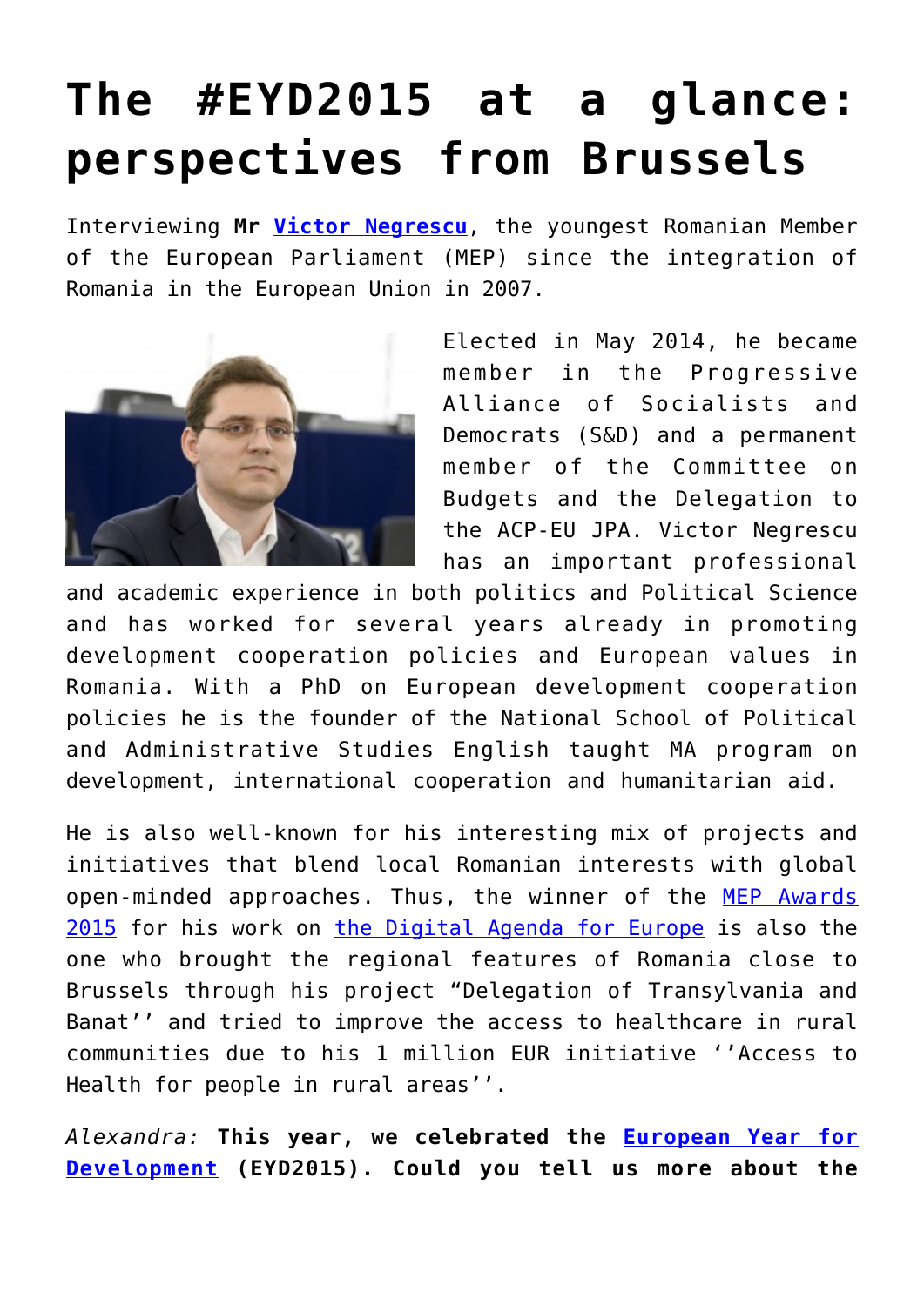# The #EYD2015 at a glance: perspectives from Brussels

Interviewing **Mr Victor Negrescu**, the youngest Romanian Member of the European Parliament (MEP) since the integration of Romania in the European Union in 2007.

Elected in May 2014, he became member in the Progressive Alliance of Socialists and Democrats (S&D) and a permanent member of the Committee on Budgets and the Delegation to the ACP-EU JPA. Victor Negrescu has an important professional and academic experience in both politics and Political Science and has worked for several years already in promoting development cooperation policies and European values in Romania. With a PhD on European development cooperation policies he is the founder of the National School of Political and Administrative Studies English taught MA program on development, international cooperation and humanitarian aid.

He is also well-known for his interesting mix of projects and initiatives that blend local Romanian interests with global open-minded approaches. Thus, the winner of the MEP Awards 2015 for his work on the Digital Agenda for Europe is also the one who brought the regional features of Romania close to Brussels through his project "Delegation of Transylvania and Banat'' and tried to improve the access to healthcare in rural communities due to his 1 million EUR initiative ''Access to Health for people in rural areas''.

*Alexandra:* **This year, we celebrated the European Year for Development (EYD2015). Could you tell us more about the**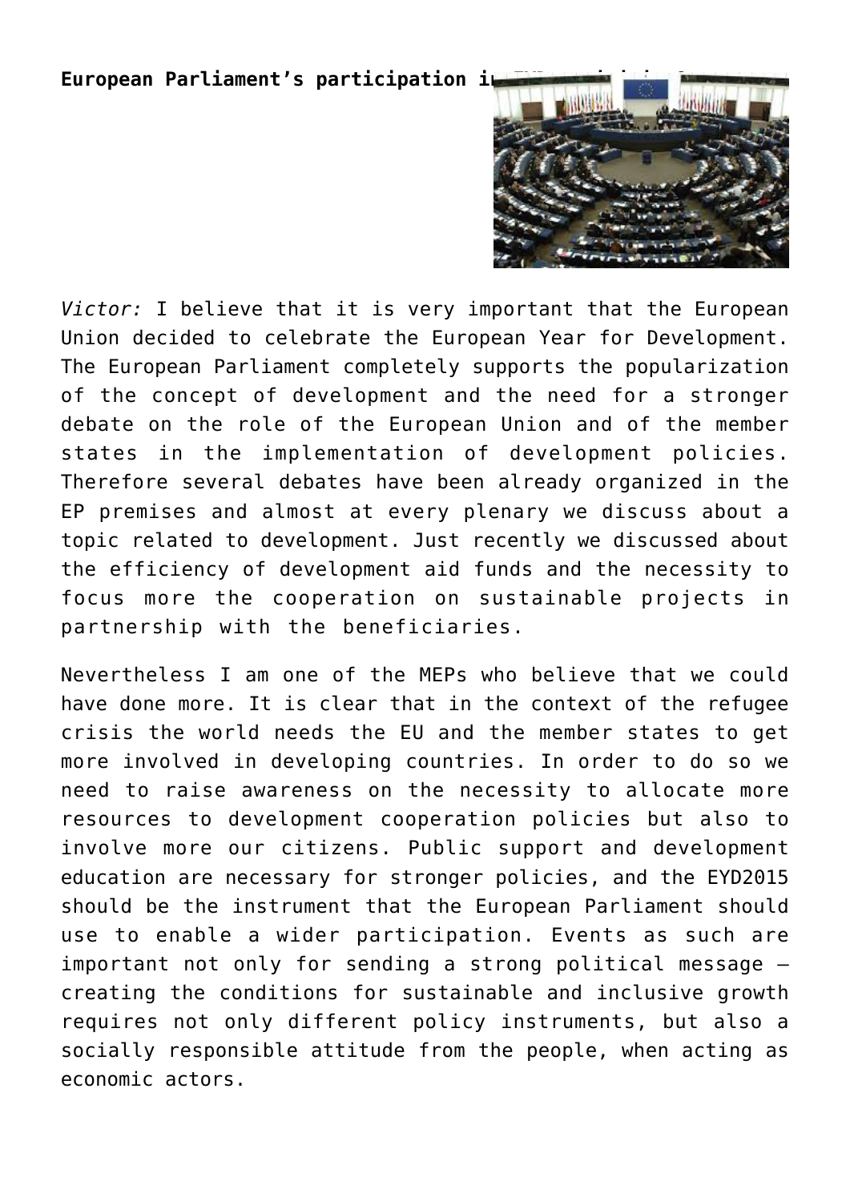**European Parliament's participation i**

*Victor:* I believe that it is very important that the European Union decided to celebrate the European Year for Development. The European Parliament completely supports the popularization of the concept of development and the need for a stronger debate on the role of the European Union and of the member states in the implementation of development policies. Therefore several debates have been already organized in the EP premises and almost at every plenary we discuss about a topic related to development. Just recently we discussed about the efficiency of development aid funds and the necessity to focus more the cooperation on sustainable projects in partnership with the beneficiaries.

Nevertheless I am one of the MEPs who believe that we could have done more. It is clear that in the context of the refugee crisis the world needs the EU and the member states to get more involved in developing countries. In order to do so we need to raise awareness on the necessity to allocate more resources to development cooperation policies but also to involve more our citizens. Public support and development education are necessary for stronger policies, and the EYD2015 should be the instrument that the European Parliament should use to enable a wider participation. Events as such are important not only for sending a strong political message – creating the conditions for sustainable and inclusive growth requires not only different policy instruments, but also a socially responsible attitude from the people, when acting as economic actors.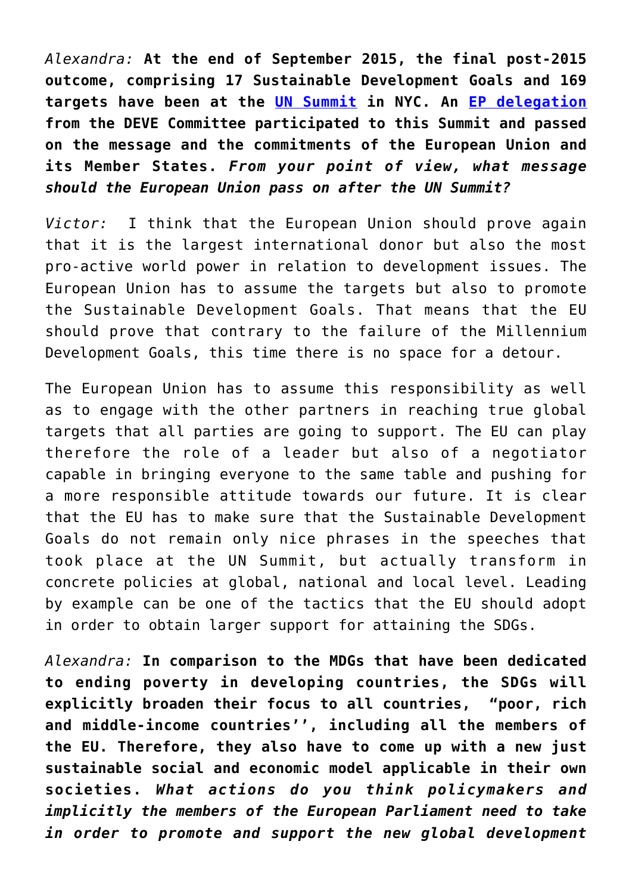*Alexandra:* **At the end of September 2015, the final post-2015 outcome, comprising 17 Sustainable Development Goals and 169 targets have been at the [UN Summit] in NYC. An [EP delegation] from the DEVE Committee participated to this Summit and passed on the message and the commitments of the European Union and its Member States.** ***From your point of view, what message should the European Union pass on after the UN Summit?***

*Victor:* I think that the European Union should prove again that it is the largest international donor but also the most pro-active world power in relation to development issues. The European Union has to assume the targets but also to promote the Sustainable Development Goals. That means that the EU should prove that contrary to the failure of the Millennium Development Goals, this time there is no space for a detour.

The European Union has to assume this responsibility as well as to engage with the other partners in reaching true global targets that all parties are going to support. The EU can play therefore the role of a leader but also of a negotiator capable in bringing everyone to the same table and pushing for a more responsible attitude towards our future. It is clear that the EU has to make sure that the Sustainable Development Goals do not remain only nice phrases in the speeches that took place at the UN Summit, but actually transform in concrete policies at global, national and local level. Leading by example can be one of the tactics that the EU should adopt in order to obtain larger support for attaining the SDGs.

*Alexandra:* **In comparison to the MDGs that have been dedicated to ending poverty in developing countries, the SDGs will explicitly broaden their focus to all countries, "poor, rich and middle-income countries'', including all the members of the EU. Therefore, they also have to come up with a new just sustainable social and economic model applicable in their own societies.** ***What actions do you think policymakers and implicitly the members of the European Parliament need to take in order to promote and support the new global development***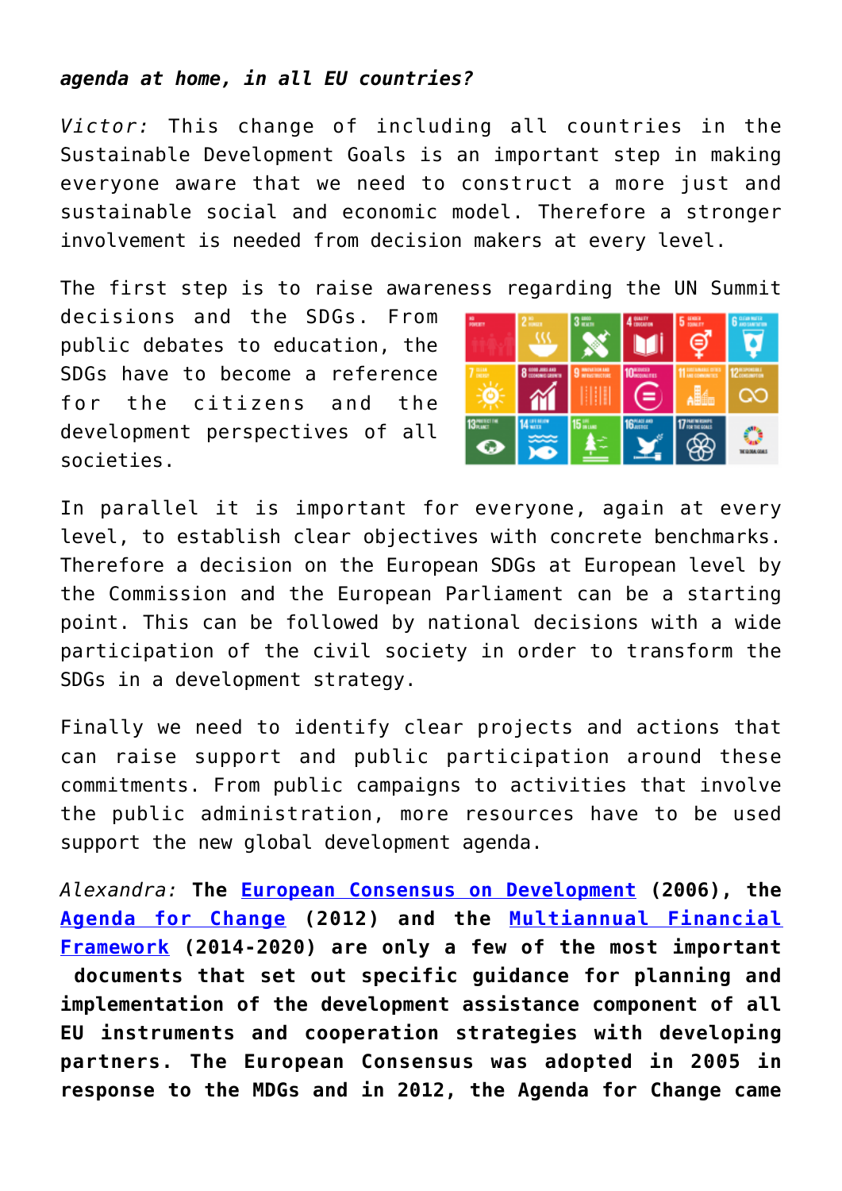***agenda at home, in all EU countries?***

*Victor:* This change of including all countries in the Sustainable Development Goals is an important step in making everyone aware that we need to construct a more just and sustainable social and economic model. Therefore a stronger involvement is needed from decision makers at every level.

The first step is to raise awareness regarding the UN Summit decisions and the SDGs. From public debates to education, the SDGs have to become a reference for the citizens and the development perspectives of all societies.

In parallel it is important for everyone, again at every level, to establish clear objectives with concrete benchmarks. Therefore a decision on the European SDGs at European level by the Commission and the European Parliament can be a starting point. This can be followed by national decisions with a wide participation of the civil society in order to transform the SDGs in a development strategy.

Finally we need to identify clear projects and actions that can raise support and public participation around these commitments. From public campaigns to activities that involve the public administration, more resources have to be used support the new global development agenda.

*Alexandra:* **The European Consensus on Development (2006), the Agenda for Change (2012) and the Multiannual Financial Framework (2014-2020) are only a few of the most important documents that set out specific guidance for planning and implementation of the development assistance component of all EU instruments and cooperation strategies with developing partners. The European Consensus was adopted in 2005 in response to the MDGs and in 2012, the Agenda for Change came**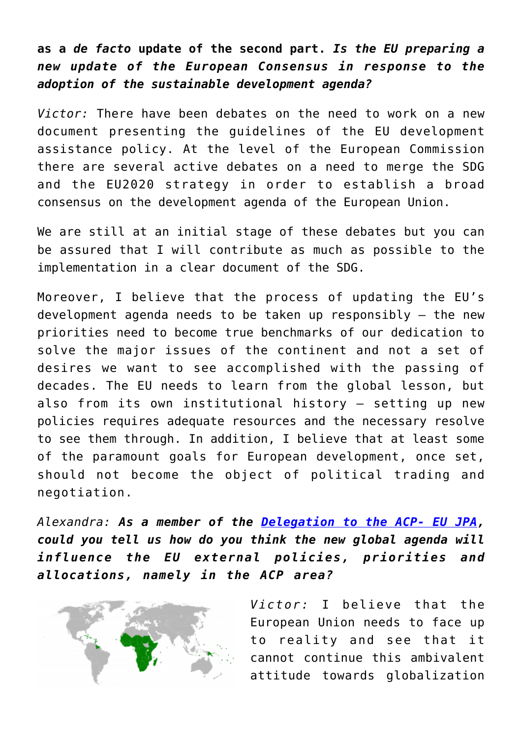**as a *de facto* update of the second part. *Is the EU preparing a new update of the European Consensus in response to the adoption of the sustainable development agenda?***

*Victor:* There have been debates on the need to work on a new document presenting the guidelines of the EU development assistance policy. At the level of the European Commission there are several active debates on a need to merge the SDG and the EU2020 strategy in order to establish a broad consensus on the development agenda of the European Union.

We are still at an initial stage of these debates but you can be assured that I will contribute as much as possible to the implementation in a clear document of the SDG.

Moreover, I believe that the process of updating the EU's development agenda needs to be taken up responsibly – the new priorities need to become true benchmarks of our dedication to solve the major issues of the continent and not a set of desires we want to see accomplished with the passing of decades. The EU needs to learn from the global lesson, but also from its own institutional history – setting up new policies requires adequate resources and the necessary resolve to see them through. In addition, I believe that at least some of the paramount goals for European development, once set, should not become the object of political trading and negotiation.

*Alexandra:* ***As a member of the [Delegation to the ACP- EU JPA](), could you tell us how do you think the new global agenda will influence the EU external policies, priorities and allocations, namely in the ACP area?***

*Victor:* I believe that the European Union needs to face up to reality and see that it cannot continue this ambivalent attitude towards globalization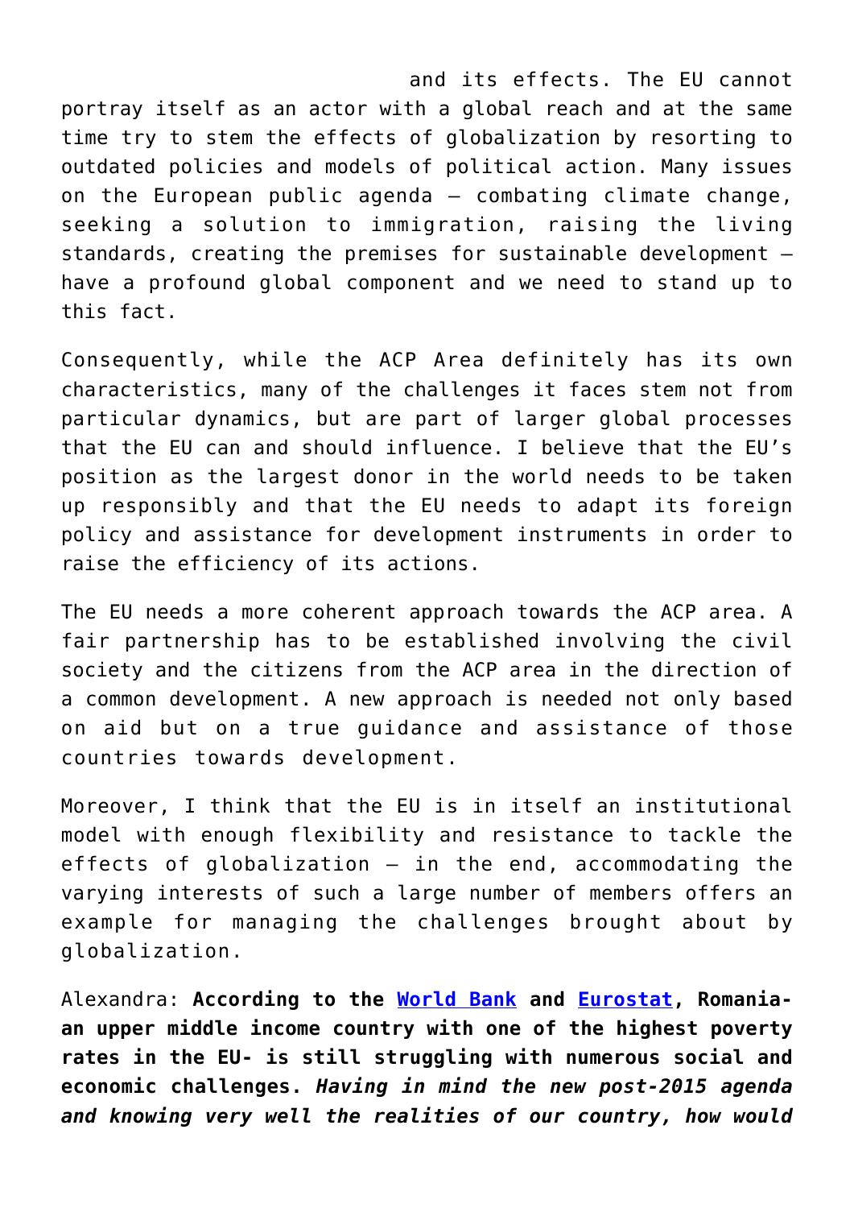and its effects. The EU cannot portray itself as an actor with a global reach and at the same time try to stem the effects of globalization by resorting to outdated policies and models of political action. Many issues on the European public agenda – combating climate change, seeking a solution to immigration, raising the living standards, creating the premises for sustainable development – have a profound global component and we need to stand up to this fact.

Consequently, while the ACP Area definitely has its own characteristics, many of the challenges it faces stem not from particular dynamics, but are part of larger global processes that the EU can and should influence. I believe that the EU's position as the largest donor in the world needs to be taken up responsibly and that the EU needs to adapt its foreign policy and assistance for development instruments in order to raise the efficiency of its actions.

The EU needs a more coherent approach towards the ACP area. A fair partnership has to be established involving the civil society and the citizens from the ACP area in the direction of a common development. A new approach is needed not only based on aid but on a true guidance and assistance of those countries towards development.

Moreover, I think that the EU is in itself an institutional model with enough flexibility and resistance to tackle the effects of globalization – in the end, accommodating the varying interests of such a large number of members offers an example for managing the challenges brought about by globalization.

Alexandra: **According to the [World Bank] and [Eurostat], Romania- an upper middle income country with one of the highest poverty rates in the EU- is still struggling with numerous social and economic challenges.** ***Having in mind the new post-2015 agenda and knowing very well the realities of our country, how would***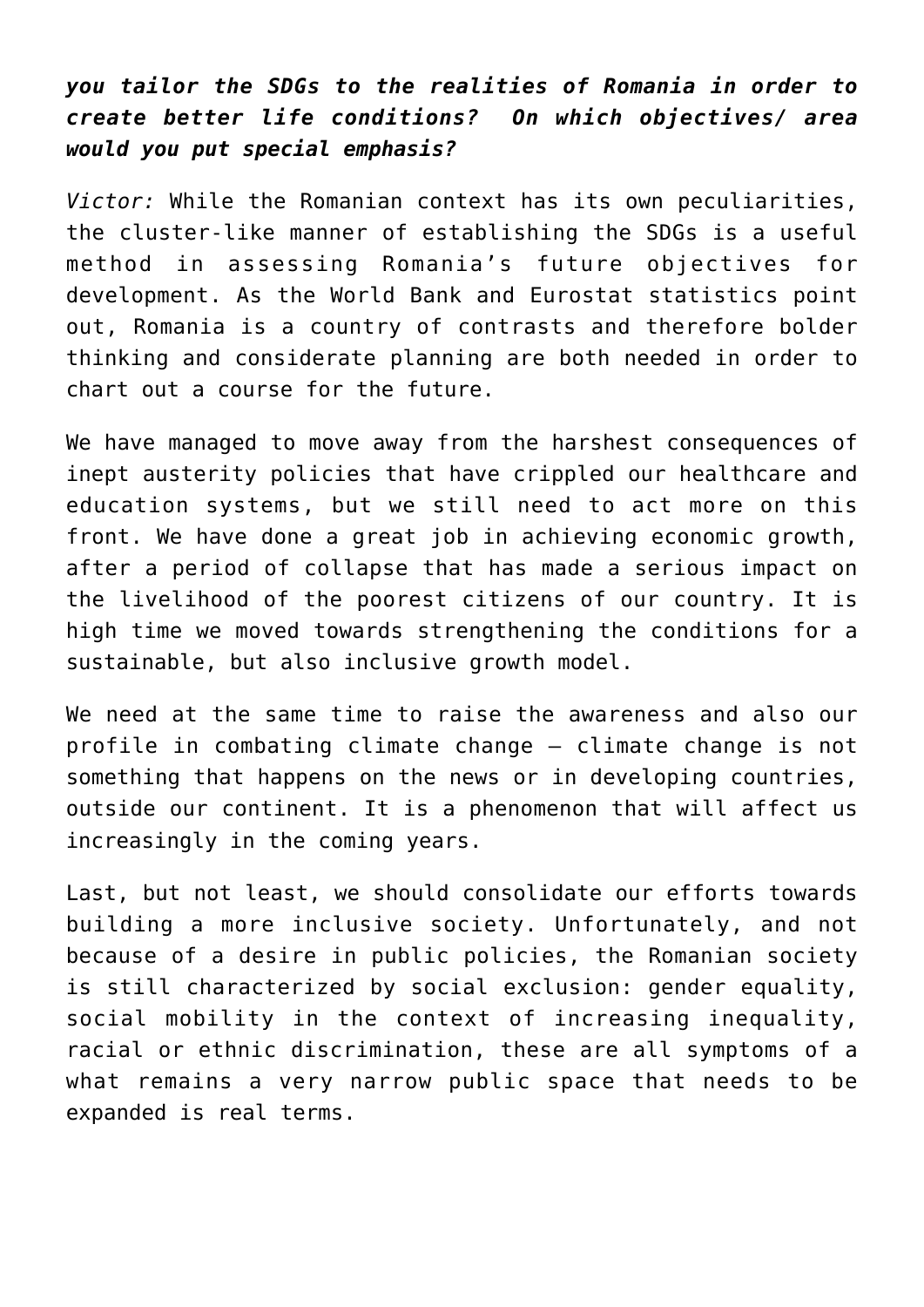***you tailor the SDGs to the realities of Romania in order to create better life conditions? On which objectives/ area would you put special emphasis?***

*Victor:* While the Romanian context has its own peculiarities, the cluster-like manner of establishing the SDGs is a useful method in assessing Romania's future objectives for development. As the World Bank and Eurostat statistics point out, Romania is a country of contrasts and therefore bolder thinking and considerate planning are both needed in order to chart out a course for the future.

We have managed to move away from the harshest consequences of inept austerity policies that have crippled our healthcare and education systems, but we still need to act more on this front. We have done a great job in achieving economic growth, after a period of collapse that has made a serious impact on the livelihood of the poorest citizens of our country. It is high time we moved towards strengthening the conditions for a sustainable, but also inclusive growth model.

We need at the same time to raise the awareness and also our profile in combating climate change – climate change is not something that happens on the news or in developing countries, outside our continent. It is a phenomenon that will affect us increasingly in the coming years.

Last, but not least, we should consolidate our efforts towards building a more inclusive society. Unfortunately, and not because of a desire in public policies, the Romanian society is still characterized by social exclusion: gender equality, social mobility in the context of increasing inequality, racial or ethnic discrimination, these are all symptoms of a what remains a very narrow public space that needs to be expanded is real terms.